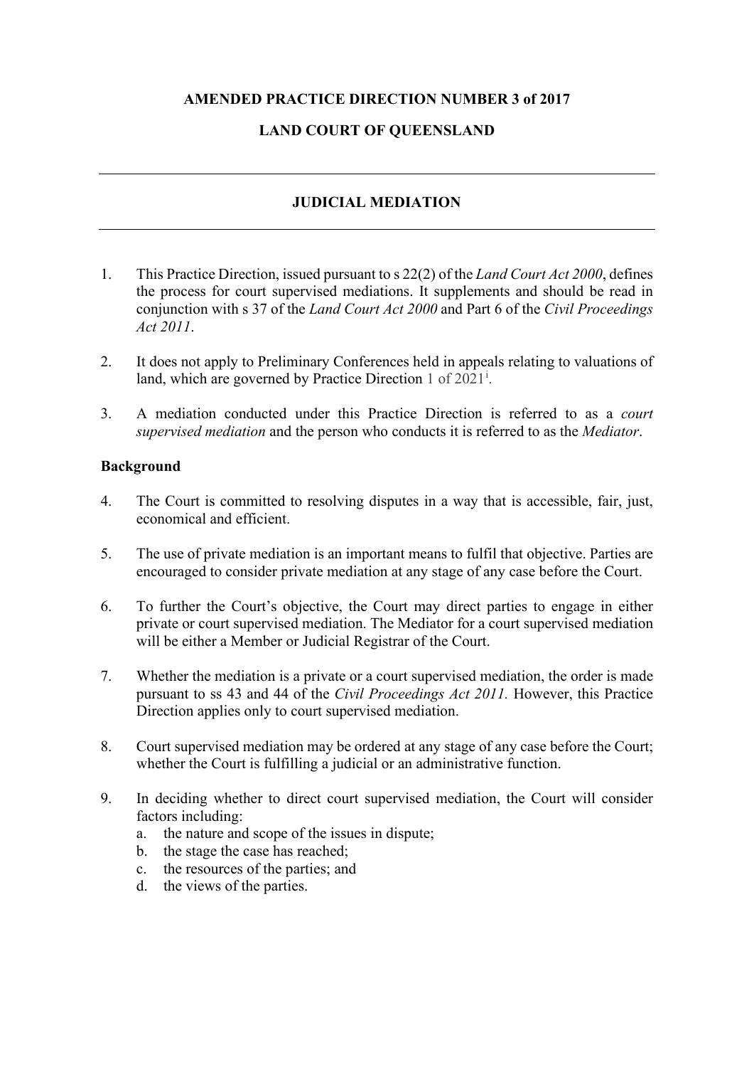**AMENDED PRACTICE DIRECTION NUMBER 3 of 2017**

**LAND COURT OF QUEENSLAND**

---

## JUDICIAL MEDIATION

---

1. This Practice Direction, issued pursuant to s 22(2) of the *Land Court Act 2000*, defines the process for court supervised mediations. It supplements and should be read in conjunction with s 37 of the *Land Court Act 2000* and Part 6 of the *Civil Proceedings Act 2011*.

2. It does not apply to Preliminary Conferences held in appeals relating to valuations of land, which are governed by Practice Direction 1 of 2021[i].

3. A mediation conducted under this Practice Direction is referred to as a *court supervised mediation* and the person who conducts it is referred to as the *Mediator*.

**Background**

4. The Court is committed to resolving disputes in a way that is accessible, fair, just, economical and efficient.

5. The use of private mediation is an important means to fulfil that objective. Parties are encouraged to consider private mediation at any stage of any case before the Court.

6. To further the Court's objective, the Court may direct parties to engage in either private or court supervised mediation. The Mediator for a court supervised mediation will be either a Member or Judicial Registrar of the Court.

7. Whether the mediation is a private or a court supervised mediation, the order is made pursuant to ss 43 and 44 of the *Civil Proceedings Act 2011.* However, this Practice Direction applies only to court supervised mediation.

8. Court supervised mediation may be ordered at any stage of any case before the Court; whether the Court is fulfilling a judicial or an administrative function.

9. In deciding whether to direct court supervised mediation, the Court will consider factors including:
   a. the nature and scope of the issues in dispute;
   b. the stage the case has reached;
   c. the resources of the parties; and
   d. the views of the parties.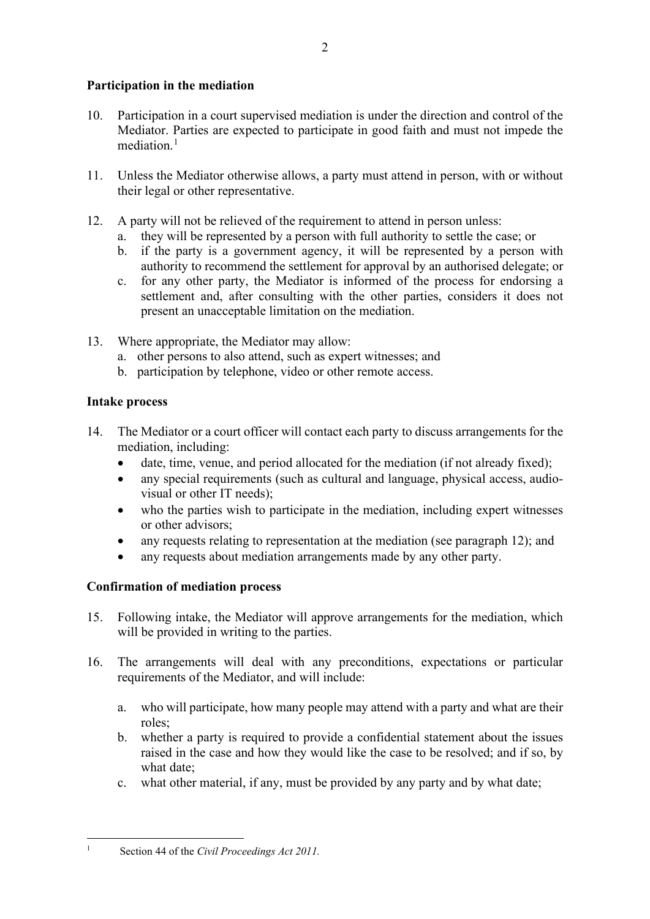**Participation in the mediation**

10. Participation in a court supervised mediation is under the direction and control of the Mediator. Parties are expected to participate in good faith and must not impede the mediation.[1]

11. Unless the Mediator otherwise allows, a party must attend in person, with or without their legal or other representative.

12. A party will not be relieved of the requirement to attend in person unless:
    a. they will be represented by a person with full authority to settle the case; or
    b. if the party is a government agency, it will be represented by a person with authority to recommend the settlement for approval by an authorised delegate; or
    c. for any other party, the Mediator is informed of the process for endorsing a settlement and, after consulting with the other parties, considers it does not present an unacceptable limitation on the mediation.

13. Where appropriate, the Mediator may allow:
    a. other persons to also attend, such as expert witnesses; and
    b. participation by telephone, video or other remote access.

**Intake process**

14. The Mediator or a court officer will contact each party to discuss arrangements for the mediation, including:
    - date, time, venue, and period allocated for the mediation (if not already fixed);
    - any special requirements (such as cultural and language, physical access, audio-visual or other IT needs);
    - who the parties wish to participate in the mediation, including expert witnesses or other advisors;
    - any requests relating to representation at the mediation (see paragraph 12); and
    - any requests about mediation arrangements made by any other party.

**Confirmation of mediation process**

15. Following intake, the Mediator will approve arrangements for the mediation, which will be provided in writing to the parties.

16. The arrangements will deal with any preconditions, expectations or particular requirements of the Mediator, and will include:

    a. who will participate, how many people may attend with a party and what are their roles;
    b. whether a party is required to provide a confidential statement about the issues raised in the case and how they would like the case to be resolved; and if so, by what date;
    c. what other material, if any, must be provided by any party and by what date;

---

[1] Section 44 of the *Civil Proceedings Act 2011.*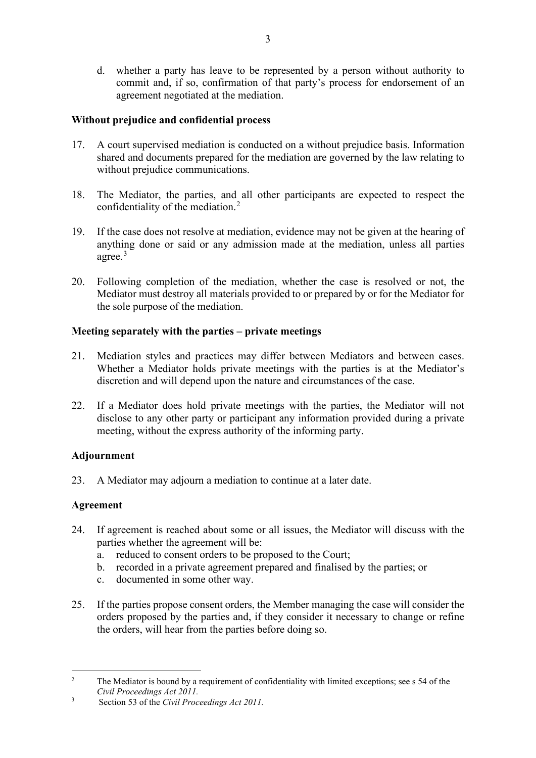d. whether a party has leave to be represented by a person without authority to commit and, if so, confirmation of that party's process for endorsement of an agreement negotiated at the mediation.

**Without prejudice and confidential process**

17. A court supervised mediation is conducted on a without prejudice basis. Information shared and documents prepared for the mediation are governed by the law relating to without prejudice communications.

18. The Mediator, the parties, and all other participants are expected to respect the confidentiality of the mediation.[2]

19. If the case does not resolve at mediation, evidence may not be given at the hearing of anything done or said or any admission made at the mediation, unless all parties agree.[3]

20. Following completion of the mediation, whether the case is resolved or not, the Mediator must destroy all materials provided to or prepared by or for the Mediator for the sole purpose of the mediation.

**Meeting separately with the parties – private meetings**

21. Mediation styles and practices may differ between Mediators and between cases. Whether a Mediator holds private meetings with the parties is at the Mediator's discretion and will depend upon the nature and circumstances of the case.

22. If a Mediator does hold private meetings with the parties, the Mediator will not disclose to any other party or participant any information provided during a private meeting, without the express authority of the informing party.

**Adjournment**

23. A Mediator may adjourn a mediation to continue at a later date.

**Agreement**

24. If agreement is reached about some or all issues, the Mediator will discuss with the parties whether the agreement will be:
    a. reduced to consent orders to be proposed to the Court;
    b. recorded in a private agreement prepared and finalised by the parties; or
    c. documented in some other way.

25. If the parties propose consent orders, the Member managing the case will consider the orders proposed by the parties and, if they consider it necessary to change or refine the orders, will hear from the parties before doing so.

---

[2] The Mediator is bound by a requirement of confidentiality with limited exceptions; see s 54 of the *Civil Proceedings Act 2011*.

[3] Section 53 of the *Civil Proceedings Act 2011*.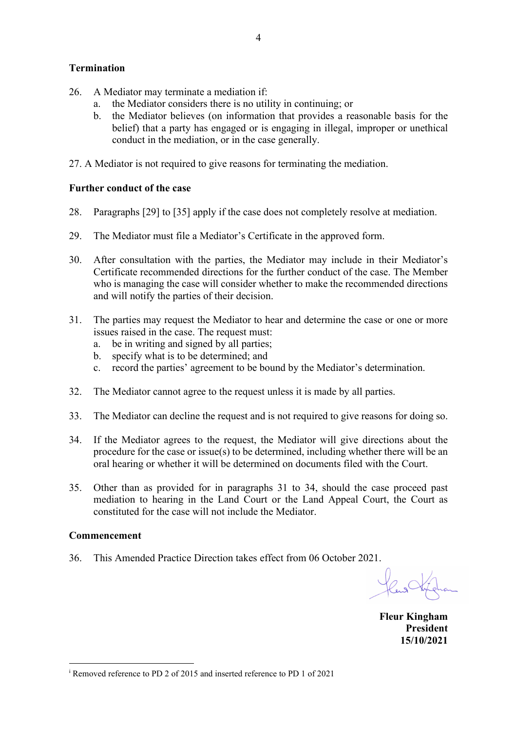## Termination

26. A Mediator may terminate a mediation if:
    a. the Mediator considers there is no utility in continuing; or
    b. the Mediator believes (on information that provides a reasonable basis for the belief) that a party has engaged or is engaging in illegal, improper or unethical conduct in the mediation, or in the case generally.

27. A Mediator is not required to give reasons for terminating the mediation.

## Further conduct of the case

28. Paragraphs [29] to [35] apply if the case does not completely resolve at mediation.

29. The Mediator must file a Mediator's Certificate in the approved form.

30. After consultation with the parties, the Mediator may include in their Mediator's Certificate recommended directions for the further conduct of the case. The Member who is managing the case will consider whether to make the recommended directions and will notify the parties of their decision.

31. The parties may request the Mediator to hear and determine the case or one or more issues raised in the case. The request must:
    a. be in writing and signed by all parties;
    b. specify what is to be determined; and
    c. record the parties' agreement to be bound by the Mediator's determination.

32. The Mediator cannot agree to the request unless it is made by all parties.

33. The Mediator can decline the request and is not required to give reasons for doing so.

34. If the Mediator agrees to the request, the Mediator will give directions about the procedure for the case or issue(s) to be determined, including whether there will be an oral hearing or whether it will be determined on documents filed with the Court.

35. Other than as provided for in paragraphs 31 to 34, should the case proceed past mediation to hearing in the Land Court or the Land Appeal Court, the Court as constituted for the case will not include the Mediator.

## Commencement

36. This Amended Practice Direction takes effect from 06 October 2021.

**Fleur Kingham**
**President**
**15/10/2021**

---

[i] Removed reference to PD 2 of 2015 and inserted reference to PD 1 of 2021